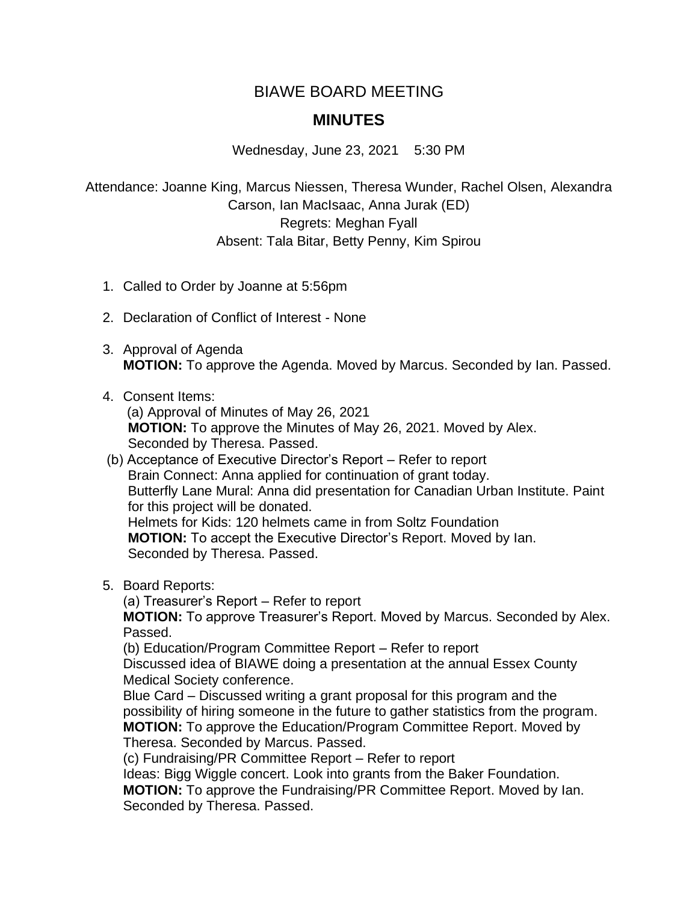# BIAWE BOARD MEETING

## MINUTES

Wednesday, June 23, 2021    5:30 PM

Attendance: Joanne King, Marcus Niessen, Theresa Wunder, Rachel Olsen, Alexandra Carson, Ian MacIsaac, Anna Jurak (ED)
Regrets: Meghan Fyall
Absent: Tala Bitar, Betty Penny, Kim Spirou

1. Called to Order by Joanne at 5:56pm

2. Declaration of Conflict of Interest - None

3. Approval of Agenda
   **MOTION:** To approve the Agenda. Moved by Marcus. Seconded by Ian. Passed.

4. Consent Items:
   (a) Approval of Minutes of May 26, 2021
   **MOTION:** To approve the Minutes of May 26, 2021. Moved by Alex. Seconded by Theresa. Passed.
   (b) Acceptance of Executive Director's Report – Refer to report
   Brain Connect: Anna applied for continuation of grant today.
   Butterfly Lane Mural: Anna did presentation for Canadian Urban Institute. Paint for this project will be donated.
   Helmets for Kids: 120 helmets came in from Soltz Foundation
   **MOTION:** To accept the Executive Director's Report. Moved by Ian. Seconded by Theresa. Passed.

5. Board Reports:
   (a) Treasurer's Report – Refer to report
   **MOTION:** To approve Treasurer's Report. Moved by Marcus. Seconded by Alex. Passed.
   (b) Education/Program Committee Report – Refer to report
   Discussed idea of BIAWE doing a presentation at the annual Essex County Medical Society conference.
   Blue Card – Discussed writing a grant proposal for this program and the possibility of hiring someone in the future to gather statistics from the program.
   **MOTION:** To approve the Education/Program Committee Report. Moved by Theresa. Seconded by Marcus. Passed.
   (c) Fundraising/PR Committee Report – Refer to report
   Ideas: Bigg Wiggle concert. Look into grants from the Baker Foundation.
   **MOTION:** To approve the Fundraising/PR Committee Report. Moved by Ian. Seconded by Theresa. Passed.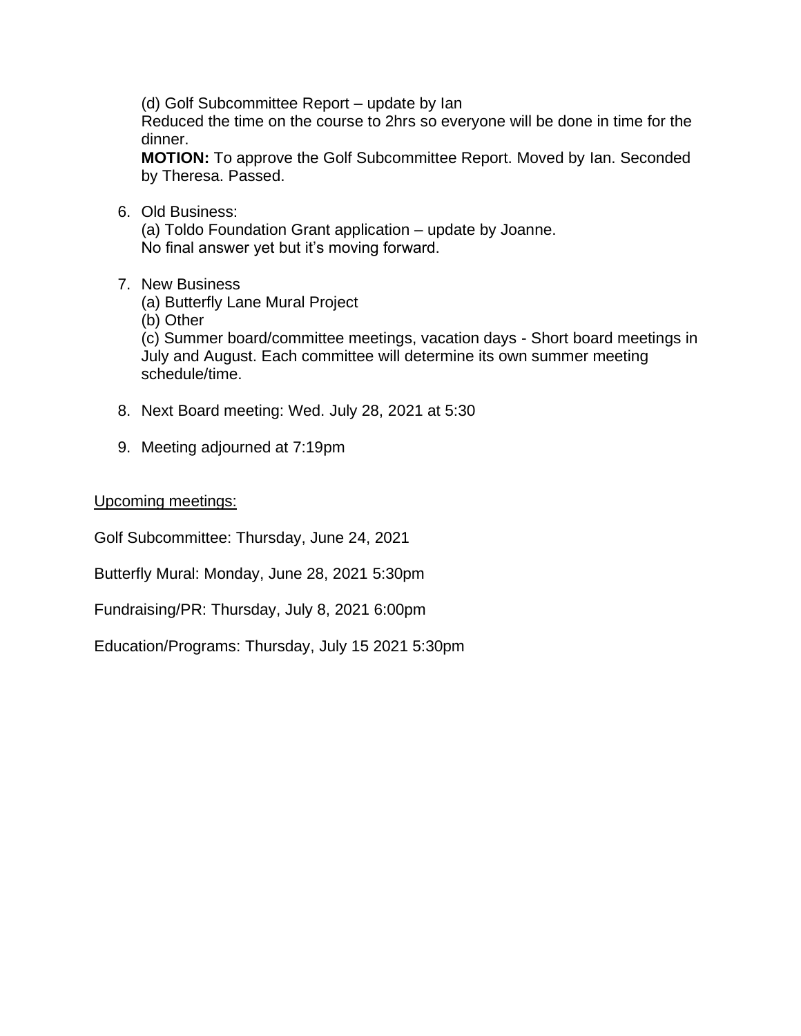(d) Golf Subcommittee Report – update by Ian
Reduced the time on the course to 2hrs so everyone will be done in time for the dinner.
**MOTION:** To approve the Golf Subcommittee Report. Moved by Ian. Seconded by Theresa. Passed.

6. Old Business:
   (a) Toldo Foundation Grant application – update by Joanne.
   No final answer yet but it's moving forward.

7. New Business
   (a) Butterfly Lane Mural Project
   (b) Other
   (c) Summer board/committee meetings, vacation days - Short board meetings in July and August. Each committee will determine its own summer meeting schedule/time.

8. Next Board meeting: Wed. July 28, 2021 at 5:30

9. Meeting adjourned at 7:19pm

<u>Upcoming meetings:</u>

Golf Subcommittee: Thursday, June 24, 2021

Butterfly Mural: Monday, June 28, 2021 5:30pm

Fundraising/PR: Thursday, July 8, 2021 6:00pm

Education/Programs: Thursday, July 15 2021 5:30pm